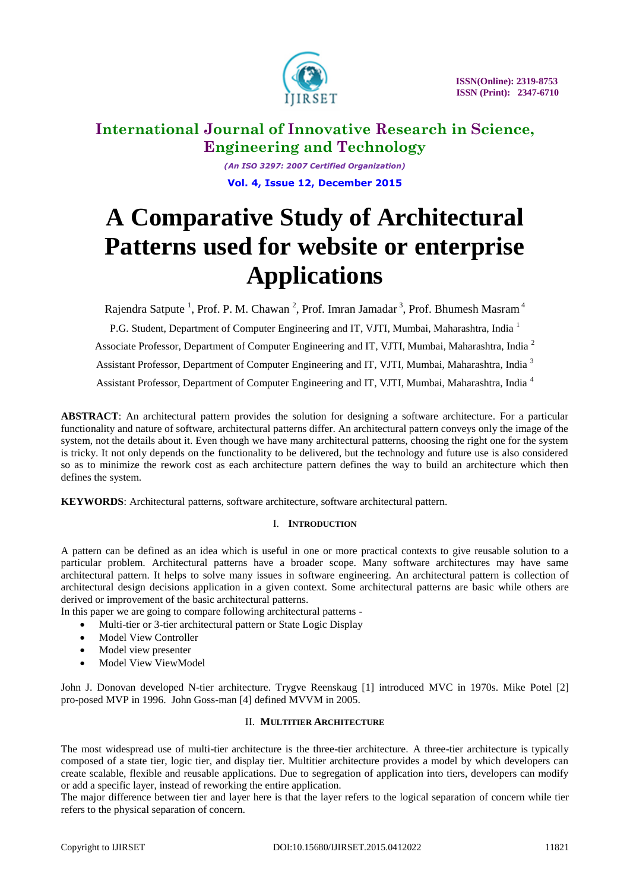# International Journal of Innovative Research in Science, Engineering and Technology

*(An ISO 3297: 2007 Certified Organization)*

**Vol. 4, Issue 12, December 2015**

ISSN(Online): 2319-8753
ISSN (Print): 2347-6710

# A Comparative Study of Architectural Patterns used for website or enterprise Applications

Rajendra Satpute [1], Prof. P. M. Chawan [2], Prof. Imran Jamadar [3], Prof. Bhumesh Masram [4]

P.G. Student, Department of Computer Engineering and IT, VJTI, Mumbai, Maharashtra, India [1]

Associate Professor, Department of Computer Engineering and IT, VJTI, Mumbai, Maharashtra, India [2]

Assistant Professor, Department of Computer Engineering and IT, VJTI, Mumbai, Maharashtra, India [3]

Assistant Professor, Department of Computer Engineering and IT, VJTI, Mumbai, Maharashtra, India [4]

**ABSTRACT**: An architectural pattern provides the solution for designing a software architecture. For a particular functionality and nature of software, architectural patterns differ. An architectural pattern conveys only the image of the system, not the details about it. Even though we have many architectural patterns, choosing the right one for the system is tricky. It not only depends on the functionality to be delivered, but the technology and future use is also considered so as to minimize the rework cost as each architecture pattern defines the way to build an architecture which then defines the system.

**KEYWORDS**: Architectural patterns, software architecture, software architectural pattern.

## I. Introduction

A pattern can be defined as an idea which is useful in one or more practical contexts to give reusable solution to a particular problem. Architectural patterns have a broader scope. Many software architectures may have same architectural pattern. It helps to solve many issues in software engineering. An architectural pattern is collection of architectural design decisions application in a given context. Some architectural patterns are basic while others are derived or improvement of the basic architectural patterns.

In this paper we are going to compare following architectural patterns -

- Multi-tier or 3-tier architectural pattern or State Logic Display
- Model View Controller
- Model view presenter
- Model View ViewModel

John J. Donovan developed N-tier architecture. Trygve Reenskaug [1] introduced MVC in 1970s. Mike Potel [2] pro-posed MVP in 1996. John Goss-man [4] defined MVVM in 2005.

## II. Multitier Architecture

The most widespread use of multi-tier architecture is the three-tier architecture. A three-tier architecture is typically composed of a state tier, logic tier, and display tier. Multitier architecture provides a model by which developers can create scalable, flexible and reusable applications. Due to segregation of application into tiers, developers can modify or add a specific layer, instead of reworking the entire application.

The major difference between tier and layer here is that the layer refers to the logical separation of concern while tier refers to the physical separation of concern.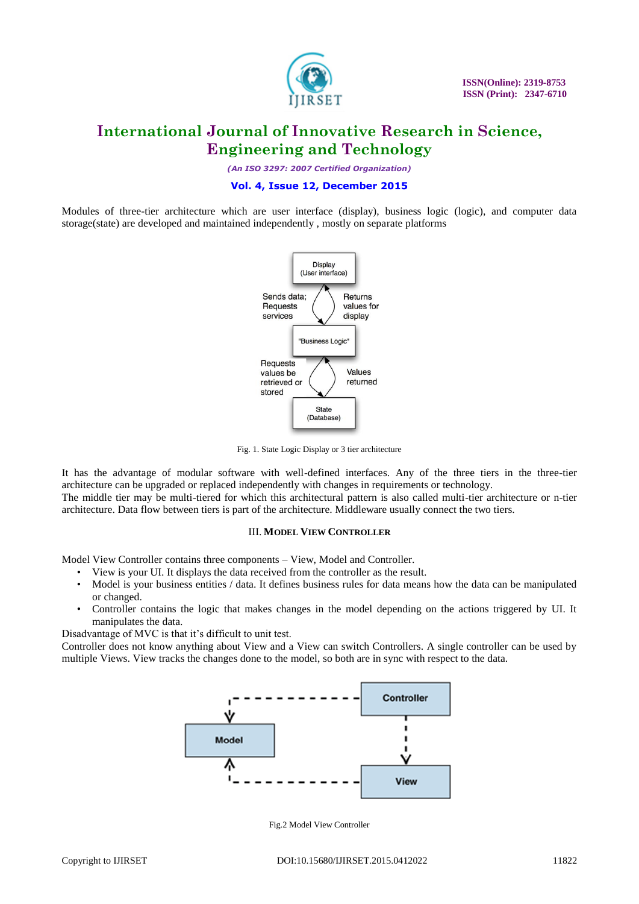Modules of three-tier architecture which are user interface (display), business logic (logic), and computer data storage(state) are developed and maintained independently , mostly on separate platforms

Fig. 1. State Logic Display or 3 tier architecture

It has the advantage of modular software with well-defined interfaces. Any of the three tiers in the three-tier architecture can be upgraded or replaced independently with changes in requirements or technology.
The middle tier may be multi-tiered for which this architectural pattern is also called multi-tier architecture or n-tier architecture. Data flow between tiers is part of the architecture. Middleware usually connect the two tiers.

## III. Model View Controller

Model View Controller contains three components – View, Model and Controller.

- View is your UI. It displays the data received from the controller as the result.
- Model is your business entities / data. It defines business rules for data means how the data can be manipulated or changed.
- Controller contains the logic that makes changes in the model depending on the actions triggered by UI. It manipulates the data.

Disadvantage of MVC is that it's difficult to unit test.
Controller does not know anything about View and a View can switch Controllers. A single controller can be used by multiple Views. View tracks the changes done to the model, so both are in sync with respect to the data.

Fig.2 Model View Controller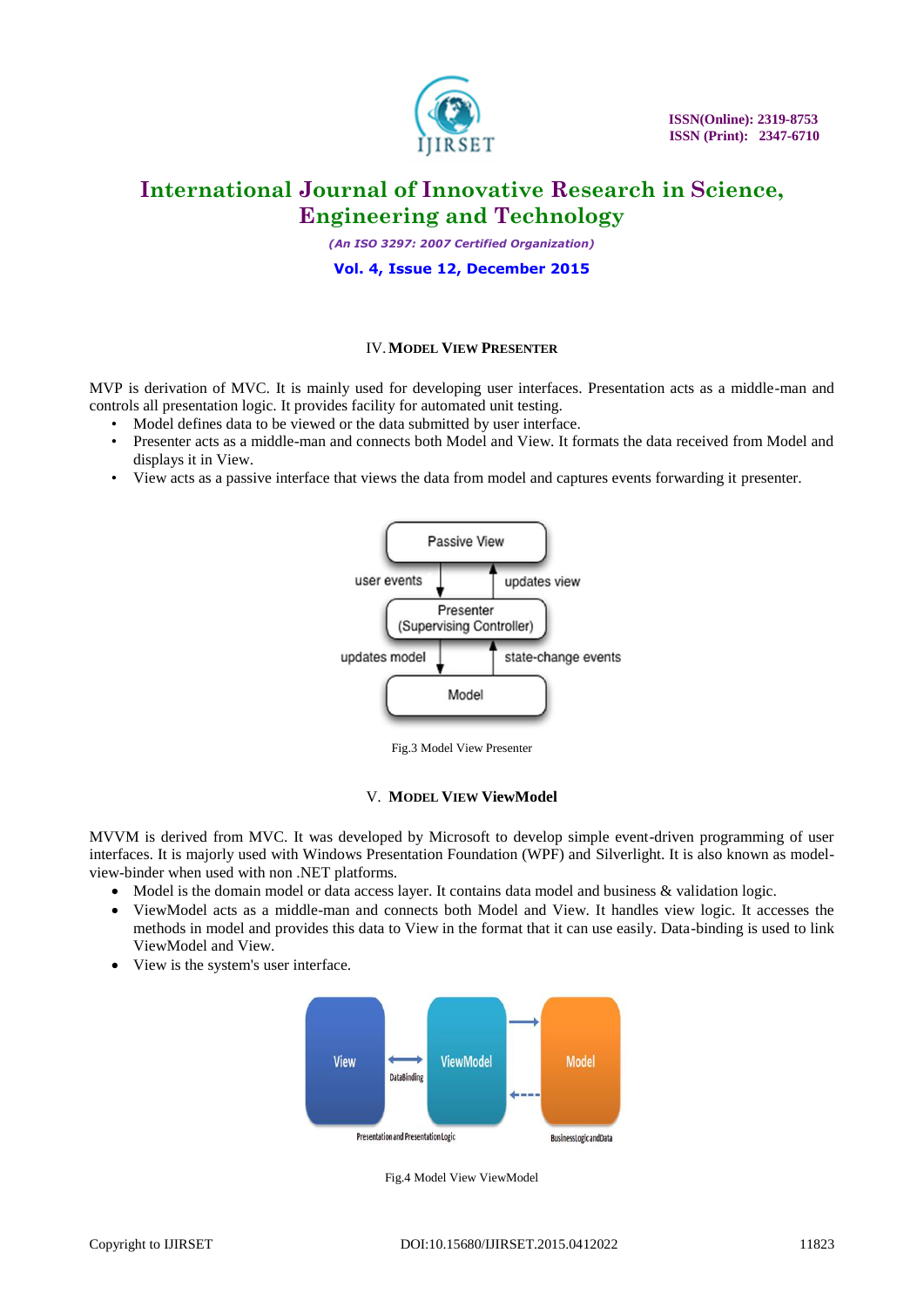## IV. Model View Presenter

MVP is derivation of MVC. It is mainly used for developing user interfaces. Presentation acts as a middle-man and controls all presentation logic. It provides facility for automated unit testing.

- Model defines data to be viewed or the data submitted by user interface.
- Presenter acts as a middle-man and connects both Model and View. It formats the data received from Model and displays it in View.
- View acts as a passive interface that views the data from model and captures events forwarding it presenter.

Fig.3 Model View Presenter

## V. Model View ViewModel

MVVM is derived from MVC. It was developed by Microsoft to develop simple event-driven programming of user interfaces. It is majorly used with Windows Presentation Foundation (WPF) and Silverlight. It is also known as model-view-binder when used with non .NET platforms.

- Model is the domain model or data access layer. It contains data model and business & validation logic.
- ViewModel acts as a middle-man and connects both Model and View. It handles view logic. It accesses the methods in model and provides this data to View in the format that it can use easily. Data-binding is used to link ViewModel and View.
- View is the system's user interface.

Fig.4 Model View ViewModel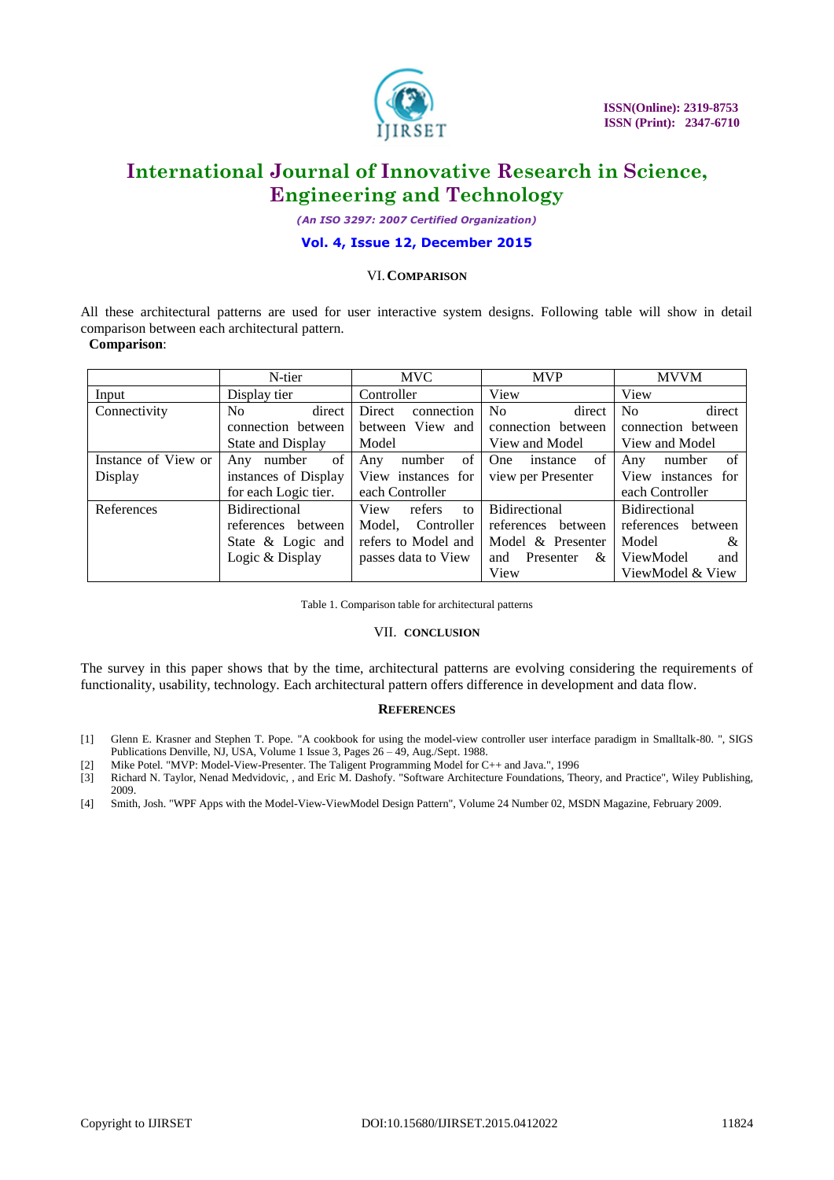## VI. COMPARISON

All these architectural patterns are used for user interactive system designs. Following table will show in detail comparison between each architectural pattern.

**Comparison**:

| | N-tier | MVC | MVP | MVVM |
|---|---|---|---|---|
| Input | Display tier | Controller | View | View |
| Connectivity | No direct connection between State and Display | Direct connection between View and Model | No direct connection between View and Model | No direct connection between View and Model |
| Instance of View or Display | Any number of instances of Display for each Logic tier. | Any number of View instances for each Controller | One instance of view per Presenter | Any number of View instances for each Controller |
| References | Bidirectional references between State & Logic and Logic & Display | View refers to Model, Controller refers to Model and passes data to View | Bidirectional references between Model & Presenter and Presenter & View | Bidirectional references between Model & ViewModel and ViewModel & View |

Table 1. Comparison table for architectural patterns

## VII. CONCLUSION

The survey in this paper shows that by the time, architectural patterns are evolving considering the requirements of functionality, usability, technology. Each architectural pattern offers difference in development and data flow.

## REFERENCES

[1] Glenn E. Krasner and Stephen T. Pope. "A cookbook for using the model-view controller user interface paradigm in Smalltalk-80. ", SIGS Publications Denville, NJ, USA, Volume 1 Issue 3, Pages 26 – 49, Aug./Sept. 1988.

[2] Mike Potel. "MVP: Model-View-Presenter. The Taligent Programming Model for C++ and Java.", 1996

[3] Richard N. Taylor, Nenad Medvidovic, , and Eric M. Dashofy. "Software Architecture Foundations, Theory, and Practice", Wiley Publishing, 2009.

[4] Smith, Josh. "WPF Apps with the Model-View-ViewModel Design Pattern", Volume 24 Number 02, MSDN Magazine, February 2009.